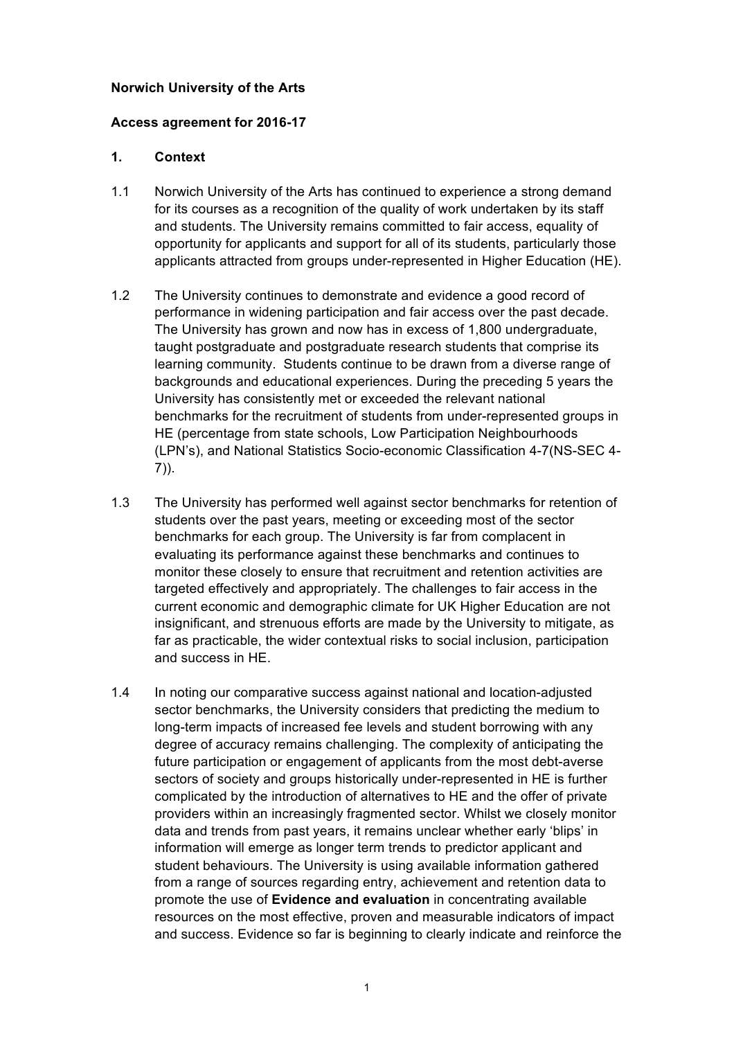**Norwich University of the Arts**

**Access agreement for 2016-17**

## 1. Context

1.1 Norwich University of the Arts has continued to experience a strong demand for its courses as a recognition of the quality of work undertaken by its staff and students. The University remains committed to fair access, equality of opportunity for applicants and support for all of its students, particularly those applicants attracted from groups under-represented in Higher Education (HE).

1.2 The University continues to demonstrate and evidence a good record of performance in widening participation and fair access over the past decade. The University has grown and now has in excess of 1,800 undergraduate, taught postgraduate and postgraduate research students that comprise its learning community. Students continue to be drawn from a diverse range of backgrounds and educational experiences. During the preceding 5 years the University has consistently met or exceeded the relevant national benchmarks for the recruitment of students from under-represented groups in HE (percentage from state schools, Low Participation Neighbourhoods (LPN's), and National Statistics Socio-economic Classification 4-7(NS-SEC 4-7)).

1.3 The University has performed well against sector benchmarks for retention of students over the past years, meeting or exceeding most of the sector benchmarks for each group. The University is far from complacent in evaluating its performance against these benchmarks and continues to monitor these closely to ensure that recruitment and retention activities are targeted effectively and appropriately. The challenges to fair access in the current economic and demographic climate for UK Higher Education are not insignificant, and strenuous efforts are made by the University to mitigate, as far as practicable, the wider contextual risks to social inclusion, participation and success in HE.

1.4 In noting our comparative success against national and location-adjusted sector benchmarks, the University considers that predicting the medium to long-term impacts of increased fee levels and student borrowing with any degree of accuracy remains challenging. The complexity of anticipating the future participation or engagement of applicants from the most debt-averse sectors of society and groups historically under-represented in HE is further complicated by the introduction of alternatives to HE and the offer of private providers within an increasingly fragmented sector. Whilst we closely monitor data and trends from past years, it remains unclear whether early 'blips' in information will emerge as longer term trends to predictor applicant and student behaviours. The University is using available information gathered from a range of sources regarding entry, achievement and retention data to promote the use of **Evidence and evaluation** in concentrating available resources on the most effective, proven and measurable indicators of impact and success. Evidence so far is beginning to clearly indicate and reinforce the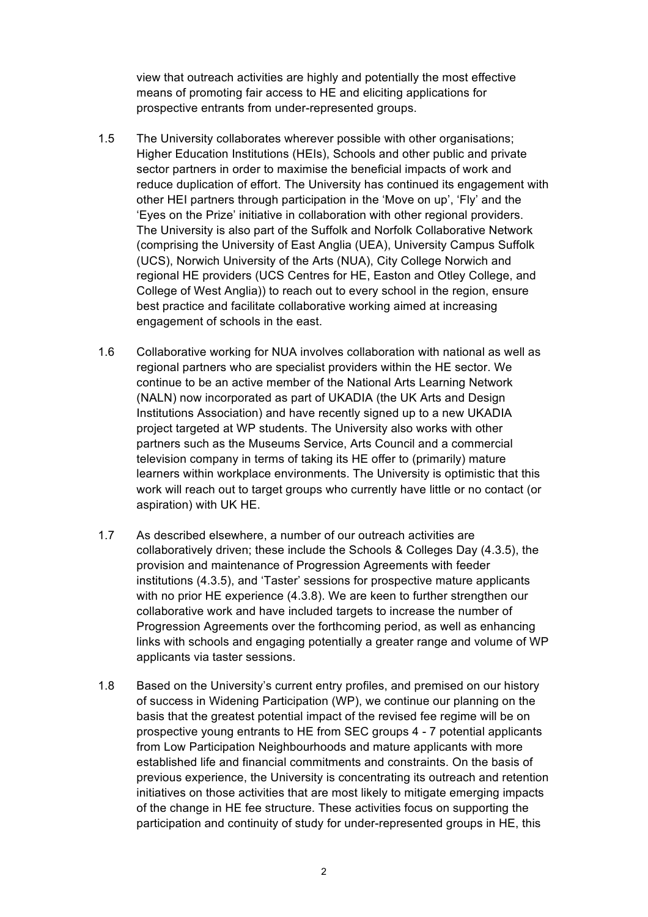view that outreach activities are highly and potentially the most effective means of promoting fair access to HE and eliciting applications for prospective entrants from under-represented groups.

1.5 The University collaborates wherever possible with other organisations; Higher Education Institutions (HEIs), Schools and other public and private sector partners in order to maximise the beneficial impacts of work and reduce duplication of effort. The University has continued its engagement with other HEI partners through participation in the 'Move on up', 'Fly' and the 'Eyes on the Prize' initiative in collaboration with other regional providers. The University is also part of the Suffolk and Norfolk Collaborative Network (comprising the University of East Anglia (UEA), University Campus Suffolk (UCS), Norwich University of the Arts (NUA), City College Norwich and regional HE providers (UCS Centres for HE, Easton and Otley College, and College of West Anglia)) to reach out to every school in the region, ensure best practice and facilitate collaborative working aimed at increasing engagement of schools in the east.

1.6 Collaborative working for NUA involves collaboration with national as well as regional partners who are specialist providers within the HE sector. We continue to be an active member of the National Arts Learning Network (NALN) now incorporated as part of UKADIA (the UK Arts and Design Institutions Association) and have recently signed up to a new UKADIA project targeted at WP students. The University also works with other partners such as the Museums Service, Arts Council and a commercial television company in terms of taking its HE offer to (primarily) mature learners within workplace environments. The University is optimistic that this work will reach out to target groups who currently have little or no contact (or aspiration) with UK HE.

1.7 As described elsewhere, a number of our outreach activities are collaboratively driven; these include the Schools & Colleges Day (4.3.5), the provision and maintenance of Progression Agreements with feeder institutions (4.3.5), and 'Taster' sessions for prospective mature applicants with no prior HE experience (4.3.8). We are keen to further strengthen our collaborative work and have included targets to increase the number of Progression Agreements over the forthcoming period, as well as enhancing links with schools and engaging potentially a greater range and volume of WP applicants via taster sessions.

1.8 Based on the University's current entry profiles, and premised on our history of success in Widening Participation (WP), we continue our planning on the basis that the greatest potential impact of the revised fee regime will be on prospective young entrants to HE from SEC groups 4 - 7 potential applicants from Low Participation Neighbourhoods and mature applicants with more established life and financial commitments and constraints. On the basis of previous experience, the University is concentrating its outreach and retention initiatives on those activities that are most likely to mitigate emerging impacts of the change in HE fee structure. These activities focus on supporting the participation and continuity of study for under-represented groups in HE, this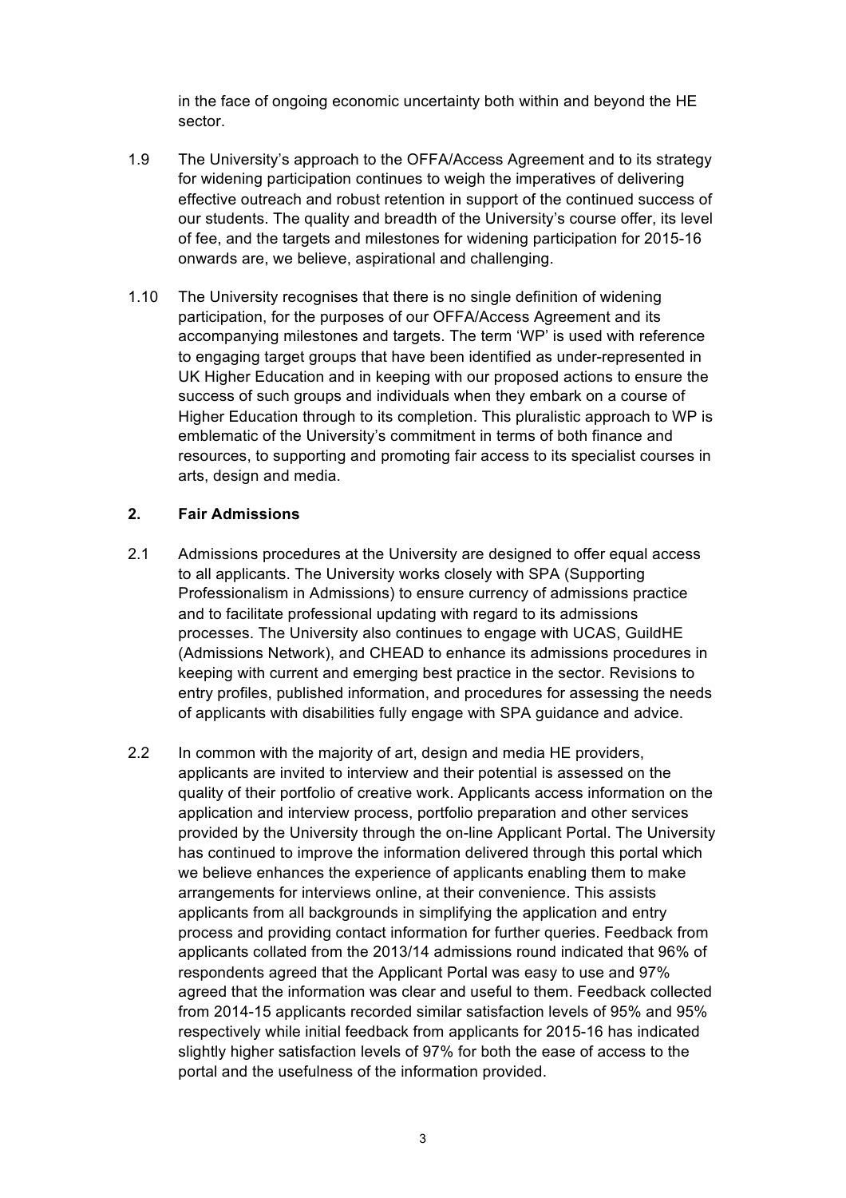in the face of ongoing economic uncertainty both within and beyond the HE sector.

1.9 The University's approach to the OFFA/Access Agreement and to its strategy for widening participation continues to weigh the imperatives of delivering effective outreach and robust retention in support of the continued success of our students. The quality and breadth of the University's course offer, its level of fee, and the targets and milestones for widening participation for 2015-16 onwards are, we believe, aspirational and challenging.

1.10 The University recognises that there is no single definition of widening participation, for the purposes of our OFFA/Access Agreement and its accompanying milestones and targets. The term 'WP' is used with reference to engaging target groups that have been identified as under-represented in UK Higher Education and in keeping with our proposed actions to ensure the success of such groups and individuals when they embark on a course of Higher Education through to its completion. This pluralistic approach to WP is emblematic of the University's commitment in terms of both finance and resources, to supporting and promoting fair access to its specialist courses in arts, design and media.

## 2. Fair Admissions

2.1 Admissions procedures at the University are designed to offer equal access to all applicants. The University works closely with SPA (Supporting Professionalism in Admissions) to ensure currency of admissions practice and to facilitate professional updating with regard to its admissions processes. The University also continues to engage with UCAS, GuildHE (Admissions Network), and CHEAD to enhance its admissions procedures in keeping with current and emerging best practice in the sector. Revisions to entry profiles, published information, and procedures for assessing the needs of applicants with disabilities fully engage with SPA guidance and advice.

2.2 In common with the majority of art, design and media HE providers, applicants are invited to interview and their potential is assessed on the quality of their portfolio of creative work. Applicants access information on the application and interview process, portfolio preparation and other services provided by the University through the on-line Applicant Portal. The University has continued to improve the information delivered through this portal which we believe enhances the experience of applicants enabling them to make arrangements for interviews online, at their convenience. This assists applicants from all backgrounds in simplifying the application and entry process and providing contact information for further queries. Feedback from applicants collated from the 2013/14 admissions round indicated that 96% of respondents agreed that the Applicant Portal was easy to use and 97% agreed that the information was clear and useful to them. Feedback collected from 2014-15 applicants recorded similar satisfaction levels of 95% and 95% respectively while initial feedback from applicants for 2015-16 has indicated slightly higher satisfaction levels of 97% for both the ease of access to the portal and the usefulness of the information provided.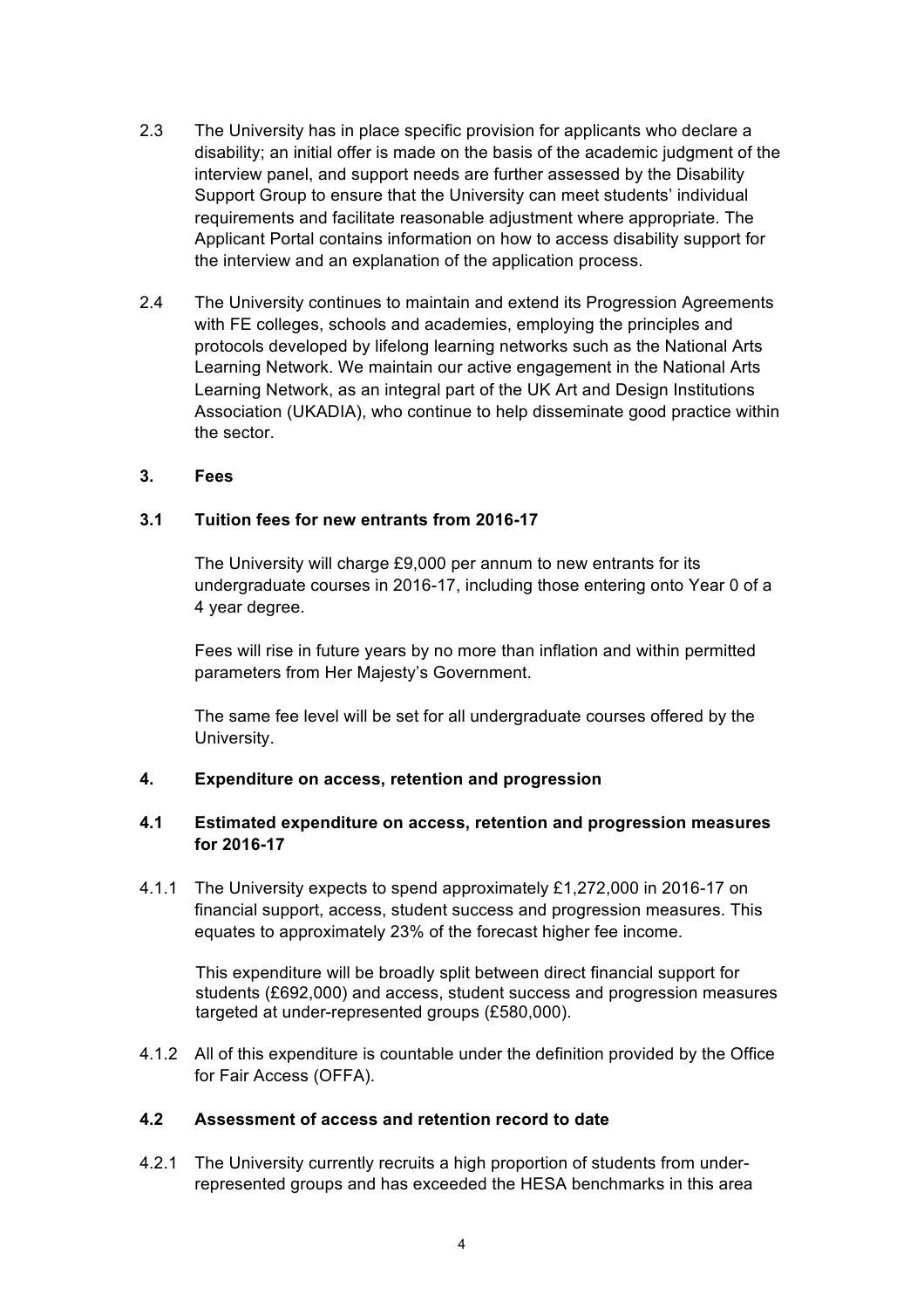2.3 The University has in place specific provision for applicants who declare a disability; an initial offer is made on the basis of the academic judgment of the interview panel, and support needs are further assessed by the Disability Support Group to ensure that the University can meet students' individual requirements and facilitate reasonable adjustment where appropriate. The Applicant Portal contains information on how to access disability support for the interview and an explanation of the application process.

2.4 The University continues to maintain and extend its Progression Agreements with FE colleges, schools and academies, employing the principles and protocols developed by lifelong learning networks such as the National Arts Learning Network. We maintain our active engagement in the National Arts Learning Network, as an integral part of the UK Art and Design Institutions Association (UKADIA), who continue to help disseminate good practice within the sector.

## 3. Fees

### 3.1 Tuition fees for new entrants from 2016-17

The University will charge £9,000 per annum to new entrants for its undergraduate courses in 2016-17, including those entering onto Year 0 of a 4 year degree.

Fees will rise in future years by no more than inflation and within permitted parameters from Her Majesty's Government.

The same fee level will be set for all undergraduate courses offered by the University.

## 4. Expenditure on access, retention and progression

### 4.1 Estimated expenditure on access, retention and progression measures for 2016-17

4.1.1 The University expects to spend approximately £1,272,000 in 2016-17 on financial support, access, student success and progression measures. This equates to approximately 23% of the forecast higher fee income.

This expenditure will be broadly split between direct financial support for students (£692,000) and access, student success and progression measures targeted at under-represented groups (£580,000).

4.1.2 All of this expenditure is countable under the definition provided by the Office for Fair Access (OFFA).

### 4.2 Assessment of access and retention record to date

4.2.1 The University currently recruits a high proportion of students from under-represented groups and has exceeded the HESA benchmarks in this area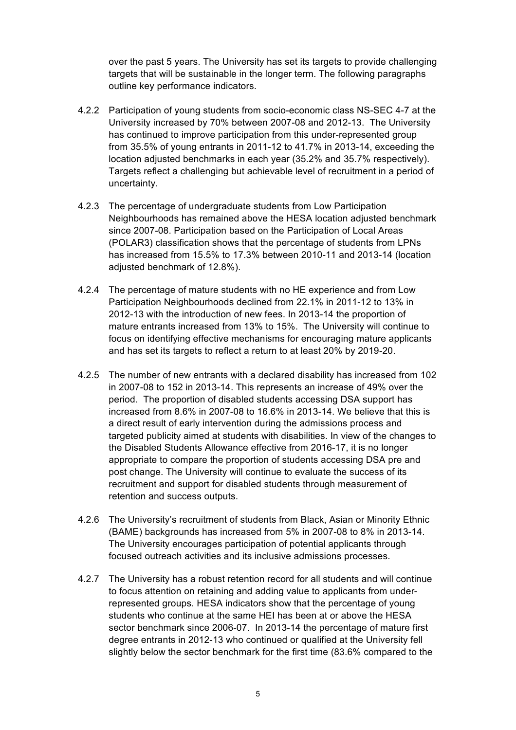over the past 5 years. The University has set its targets to provide challenging targets that will be sustainable in the longer term. The following paragraphs outline key performance indicators.

4.2.2 Participation of young students from socio-economic class NS-SEC 4-7 at the University increased by 70% between 2007-08 and 2012-13. The University has continued to improve participation from this under-represented group from 35.5% of young entrants in 2011-12 to 41.7% in 2013-14, exceeding the location adjusted benchmarks in each year (35.2% and 35.7% respectively). Targets reflect a challenging but achievable level of recruitment in a period of uncertainty.

4.2.3 The percentage of undergraduate students from Low Participation Neighbourhoods has remained above the HESA location adjusted benchmark since 2007-08. Participation based on the Participation of Local Areas (POLAR3) classification shows that the percentage of students from LPNs has increased from 15.5% to 17.3% between 2010-11 and 2013-14 (location adjusted benchmark of 12.8%).

4.2.4 The percentage of mature students with no HE experience and from Low Participation Neighbourhoods declined from 22.1% in 2011-12 to 13% in 2012-13 with the introduction of new fees. In 2013-14 the proportion of mature entrants increased from 13% to 15%. The University will continue to focus on identifying effective mechanisms for encouraging mature applicants and has set its targets to reflect a return to at least 20% by 2019-20.

4.2.5 The number of new entrants with a declared disability has increased from 102 in 2007-08 to 152 in 2013-14. This represents an increase of 49% over the period. The proportion of disabled students accessing DSA support has increased from 8.6% in 2007-08 to 16.6% in 2013-14. We believe that this is a direct result of early intervention during the admissions process and targeted publicity aimed at students with disabilities. In view of the changes to the Disabled Students Allowance effective from 2016-17, it is no longer appropriate to compare the proportion of students accessing DSA pre and post change. The University will continue to evaluate the success of its recruitment and support for disabled students through measurement of retention and success outputs.

4.2.6 The University's recruitment of students from Black, Asian or Minority Ethnic (BAME) backgrounds has increased from 5% in 2007-08 to 8% in 2013-14. The University encourages participation of potential applicants through focused outreach activities and its inclusive admissions processes.

4.2.7 The University has a robust retention record for all students and will continue to focus attention on retaining and adding value to applicants from under-represented groups. HESA indicators show that the percentage of young students who continue at the same HEI has been at or above the HESA sector benchmark since 2006-07. In 2013-14 the percentage of mature first degree entrants in 2012-13 who continued or qualified at the University fell slightly below the sector benchmark for the first time (83.6% compared to the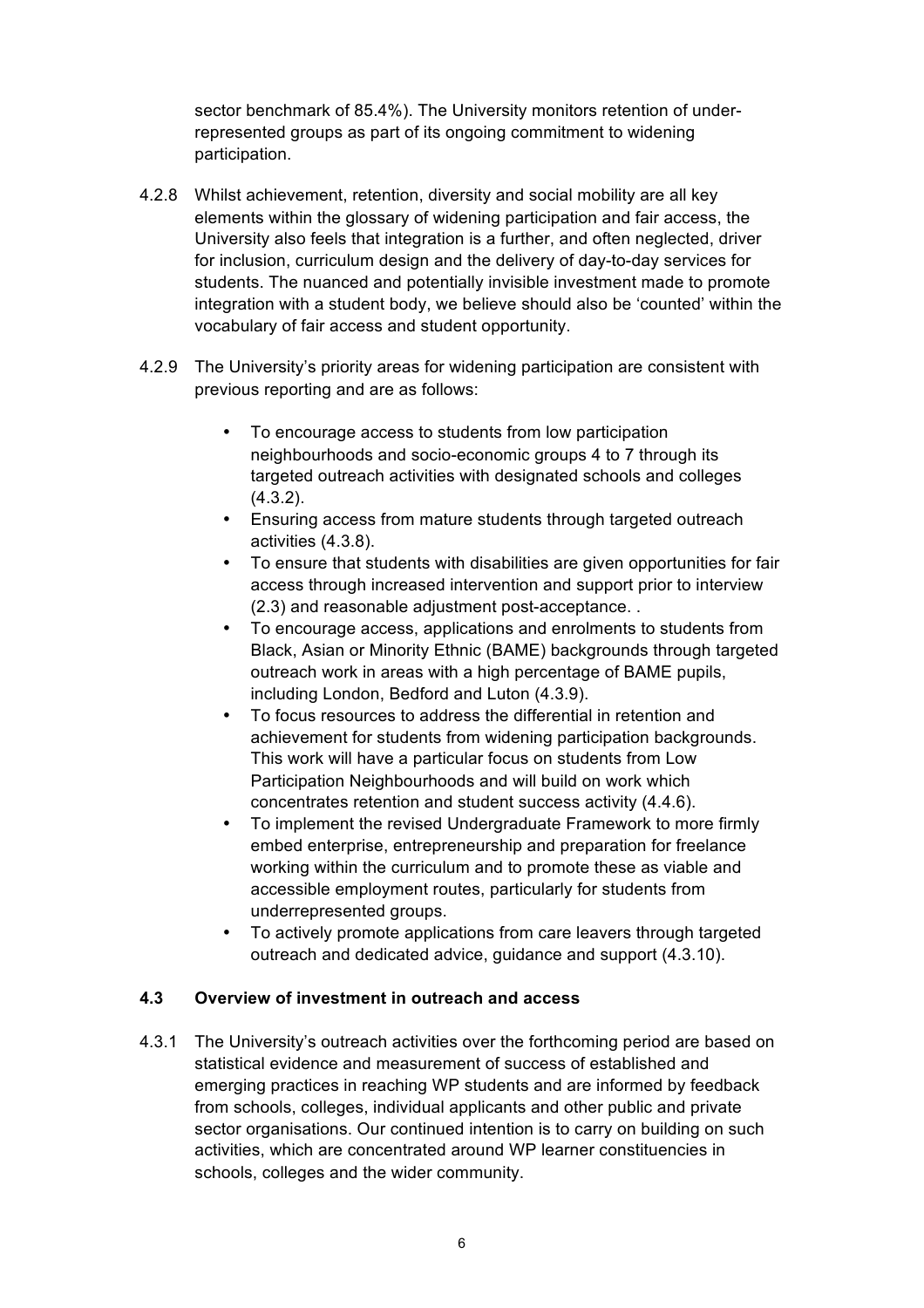sector benchmark of 85.4%). The University monitors retention of under-represented groups as part of its ongoing commitment to widening participation.

4.2.8 Whilst achievement, retention, diversity and social mobility are all key elements within the glossary of widening participation and fair access, the University also feels that integration is a further, and often neglected, driver for inclusion, curriculum design and the delivery of day-to-day services for students. The nuanced and potentially invisible investment made to promote integration with a student body, we believe should also be 'counted' within the vocabulary of fair access and student opportunity.

4.2.9 The University's priority areas for widening participation are consistent with previous reporting and are as follows:

- To encourage access to students from low participation neighbourhoods and socio-economic groups 4 to 7 through its targeted outreach activities with designated schools and colleges (4.3.2).
- Ensuring access from mature students through targeted outreach activities (4.3.8).
- To ensure that students with disabilities are given opportunities for fair access through increased intervention and support prior to interview (2.3) and reasonable adjustment post-acceptance. .
- To encourage access, applications and enrolments to students from Black, Asian or Minority Ethnic (BAME) backgrounds through targeted outreach work in areas with a high percentage of BAME pupils, including London, Bedford and Luton (4.3.9).
- To focus resources to address the differential in retention and achievement for students from widening participation backgrounds. This work will have a particular focus on students from Low Participation Neighbourhoods and will build on work which concentrates retention and student success activity (4.4.6).
- To implement the revised Undergraduate Framework to more firmly embed enterprise, entrepreneurship and preparation for freelance working within the curriculum and to promote these as viable and accessible employment routes, particularly for students from underrepresented groups.
- To actively promote applications from care leavers through targeted outreach and dedicated advice, guidance and support (4.3.10).

### 4.3 Overview of investment in outreach and access

4.3.1 The University's outreach activities over the forthcoming period are based on statistical evidence and measurement of success of established and emerging practices in reaching WP students and are informed by feedback from schools, colleges, individual applicants and other public and private sector organisations. Our continued intention is to carry on building on such activities, which are concentrated around WP learner constituencies in schools, colleges and the wider community.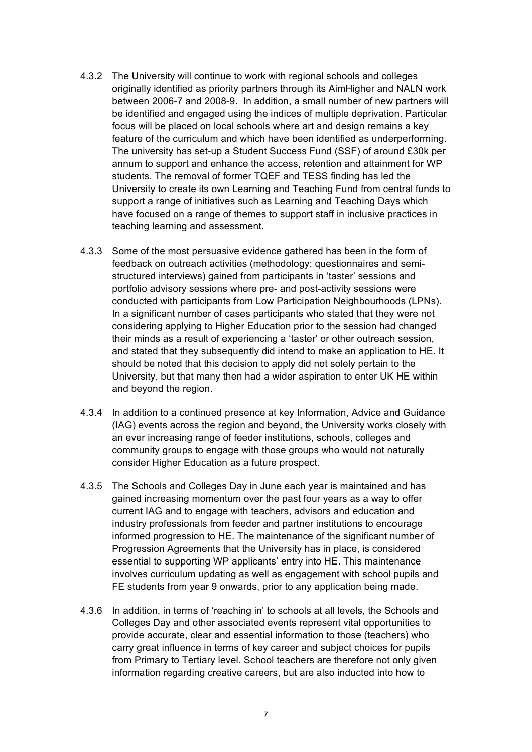4.3.2 The University will continue to work with regional schools and colleges originally identified as priority partners through its AimHigher and NALN work between 2006-7 and 2008-9. In addition, a small number of new partners will be identified and engaged using the indices of multiple deprivation. Particular focus will be placed on local schools where art and design remains a key feature of the curriculum and which have been identified as underperforming. The university has set-up a Student Success Fund (SSF) of around £30k per annum to support and enhance the access, retention and attainment for WP students. The removal of former TQEF and TESS finding has led the University to create its own Learning and Teaching Fund from central funds to support a range of initiatives such as Learning and Teaching Days which have focused on a range of themes to support staff in inclusive practices in teaching learning and assessment.

4.3.3 Some of the most persuasive evidence gathered has been in the form of feedback on outreach activities (methodology: questionnaires and semi-structured interviews) gained from participants in 'taster' sessions and portfolio advisory sessions where pre- and post-activity sessions were conducted with participants from Low Participation Neighbourhoods (LPNs). In a significant number of cases participants who stated that they were not considering applying to Higher Education prior to the session had changed their minds as a result of experiencing a 'taster' or other outreach session, and stated that they subsequently did intend to make an application to HE. It should be noted that this decision to apply did not solely pertain to the University, but that many then had a wider aspiration to enter UK HE within and beyond the region.

4.3.4 In addition to a continued presence at key Information, Advice and Guidance (IAG) events across the region and beyond, the University works closely with an ever increasing range of feeder institutions, schools, colleges and community groups to engage with those groups who would not naturally consider Higher Education as a future prospect.

4.3.5 The Schools and Colleges Day in June each year is maintained and has gained increasing momentum over the past four years as a way to offer current IAG and to engage with teachers, advisors and education and industry professionals from feeder and partner institutions to encourage informed progression to HE. The maintenance of the significant number of Progression Agreements that the University has in place, is considered essential to supporting WP applicants' entry into HE. This maintenance involves curriculum updating as well as engagement with school pupils and FE students from year 9 onwards, prior to any application being made.

4.3.6 In addition, in terms of 'reaching in' to schools at all levels, the Schools and Colleges Day and other associated events represent vital opportunities to provide accurate, clear and essential information to those (teachers) who carry great influence in terms of key career and subject choices for pupils from Primary to Tertiary level. School teachers are therefore not only given information regarding creative careers, but are also inducted into how to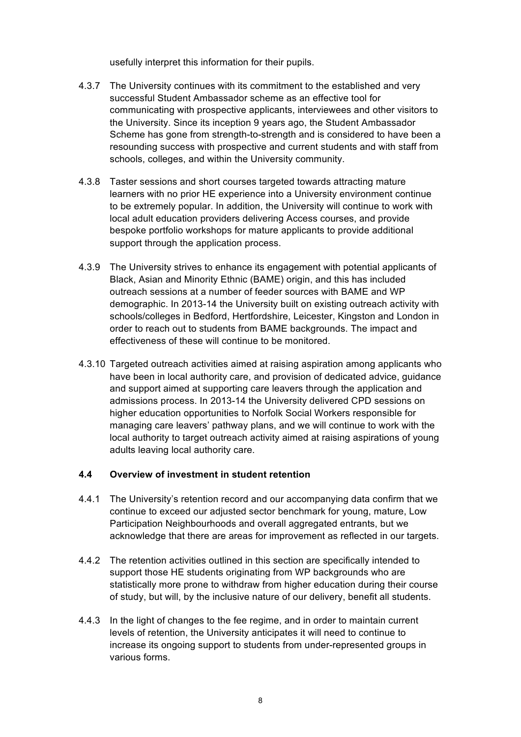usefully interpret this information for their pupils.

4.3.7 The University continues with its commitment to the established and very successful Student Ambassador scheme as an effective tool for communicating with prospective applicants, interviewees and other visitors to the University. Since its inception 9 years ago, the Student Ambassador Scheme has gone from strength-to-strength and is considered to have been a resounding success with prospective and current students and with staff from schools, colleges, and within the University community.

4.3.8 Taster sessions and short courses targeted towards attracting mature learners with no prior HE experience into a University environment continue to be extremely popular. In addition, the University will continue to work with local adult education providers delivering Access courses, and provide bespoke portfolio workshops for mature applicants to provide additional support through the application process.

4.3.9 The University strives to enhance its engagement with potential applicants of Black, Asian and Minority Ethnic (BAME) origin, and this has included outreach sessions at a number of feeder sources with BAME and WP demographic. In 2013-14 the University built on existing outreach activity with schools/colleges in Bedford, Hertfordshire, Leicester, Kingston and London in order to reach out to students from BAME backgrounds. The impact and effectiveness of these will continue to be monitored.

4.3.10 Targeted outreach activities aimed at raising aspiration among applicants who have been in local authority care, and provision of dedicated advice, guidance and support aimed at supporting care leavers through the application and admissions process. In 2013-14 the University delivered CPD sessions on higher education opportunities to Norfolk Social Workers responsible for managing care leavers' pathway plans, and we will continue to work with the local authority to target outreach activity aimed at raising aspirations of young adults leaving local authority care.

### 4.4 Overview of investment in student retention

4.4.1 The University's retention record and our accompanying data confirm that we continue to exceed our adjusted sector benchmark for young, mature, Low Participation Neighbourhoods and overall aggregated entrants, but we acknowledge that there are areas for improvement as reflected in our targets.

4.4.2 The retention activities outlined in this section are specifically intended to support those HE students originating from WP backgrounds who are statistically more prone to withdraw from higher education during their course of study, but will, by the inclusive nature of our delivery, benefit all students.

4.4.3 In the light of changes to the fee regime, and in order to maintain current levels of retention, the University anticipates it will need to continue to increase its ongoing support to students from under-represented groups in various forms.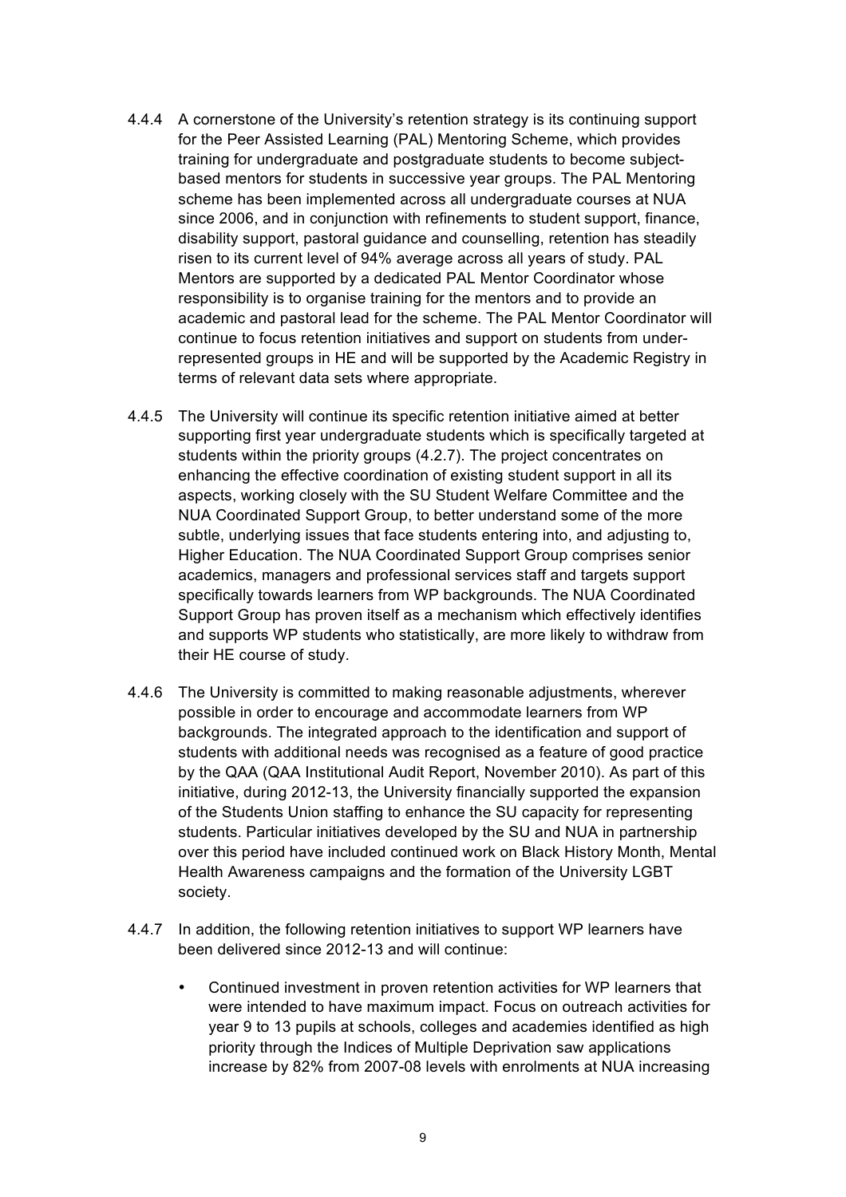4.4.4 A cornerstone of the University's retention strategy is its continuing support for the Peer Assisted Learning (PAL) Mentoring Scheme, which provides training for undergraduate and postgraduate students to become subject-based mentors for students in successive year groups. The PAL Mentoring scheme has been implemented across all undergraduate courses at NUA since 2006, and in conjunction with refinements to student support, finance, disability support, pastoral guidance and counselling, retention has steadily risen to its current level of 94% average across all years of study. PAL Mentors are supported by a dedicated PAL Mentor Coordinator whose responsibility is to organise training for the mentors and to provide an academic and pastoral lead for the scheme. The PAL Mentor Coordinator will continue to focus retention initiatives and support on students from under-represented groups in HE and will be supported by the Academic Registry in terms of relevant data sets where appropriate.

4.4.5 The University will continue its specific retention initiative aimed at better supporting first year undergraduate students which is specifically targeted at students within the priority groups (4.2.7). The project concentrates on enhancing the effective coordination of existing student support in all its aspects, working closely with the SU Student Welfare Committee and the NUA Coordinated Support Group, to better understand some of the more subtle, underlying issues that face students entering into, and adjusting to, Higher Education. The NUA Coordinated Support Group comprises senior academics, managers and professional services staff and targets support specifically towards learners from WP backgrounds. The NUA Coordinated Support Group has proven itself as a mechanism which effectively identifies and supports WP students who statistically, are more likely to withdraw from their HE course of study.

4.4.6 The University is committed to making reasonable adjustments, wherever possible in order to encourage and accommodate learners from WP backgrounds. The integrated approach to the identification and support of students with additional needs was recognised as a feature of good practice by the QAA (QAA Institutional Audit Report, November 2010). As part of this initiative, during 2012-13, the University financially supported the expansion of the Students Union staffing to enhance the SU capacity for representing students. Particular initiatives developed by the SU and NUA in partnership over this period have included continued work on Black History Month, Mental Health Awareness campaigns and the formation of the University LGBT society.

4.4.7 In addition, the following retention initiatives to support WP learners have been delivered since 2012-13 and will continue:

- Continued investment in proven retention activities for WP learners that were intended to have maximum impact. Focus on outreach activities for year 9 to 13 pupils at schools, colleges and academies identified as high priority through the Indices of Multiple Deprivation saw applications increase by 82% from 2007-08 levels with enrolments at NUA increasing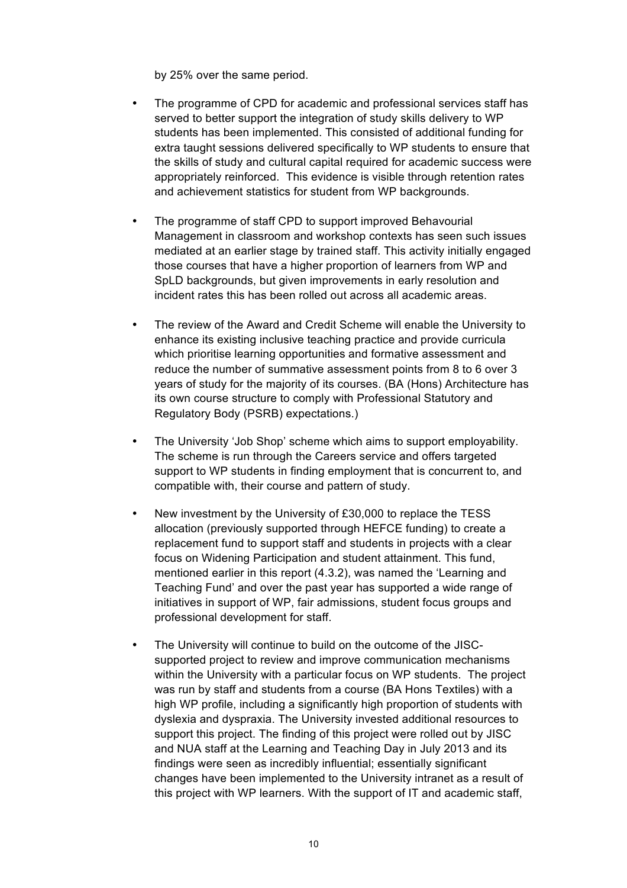by 25% over the same period.

- The programme of CPD for academic and professional services staff has served to better support the integration of study skills delivery to WP students has been implemented. This consisted of additional funding for extra taught sessions delivered specifically to WP students to ensure that the skills of study and cultural capital required for academic success were appropriately reinforced. This evidence is visible through retention rates and achievement statistics for student from WP backgrounds.

- The programme of staff CPD to support improved Behavourial Management in classroom and workshop contexts has seen such issues mediated at an earlier stage by trained staff. This activity initially engaged those courses that have a higher proportion of learners from WP and SpLD backgrounds, but given improvements in early resolution and incident rates this has been rolled out across all academic areas.

- The review of the Award and Credit Scheme will enable the University to enhance its existing inclusive teaching practice and provide curricula which prioritise learning opportunities and formative assessment and reduce the number of summative assessment points from 8 to 6 over 3 years of study for the majority of its courses. (BA (Hons) Architecture has its own course structure to comply with Professional Statutory and Regulatory Body (PSRB) expectations.)

- The University 'Job Shop' scheme which aims to support employability. The scheme is run through the Careers service and offers targeted support to WP students in finding employment that is concurrent to, and compatible with, their course and pattern of study.

- New investment by the University of £30,000 to replace the TESS allocation (previously supported through HEFCE funding) to create a replacement fund to support staff and students in projects with a clear focus on Widening Participation and student attainment. This fund, mentioned earlier in this report (4.3.2), was named the 'Learning and Teaching Fund' and over the past year has supported a wide range of initiatives in support of WP, fair admissions, student focus groups and professional development for staff.

- The University will continue to build on the outcome of the JISC-supported project to review and improve communication mechanisms within the University with a particular focus on WP students. The project was run by staff and students from a course (BA Hons Textiles) with a high WP profile, including a significantly high proportion of students with dyslexia and dyspraxia. The University invested additional resources to support this project. The finding of this project were rolled out by JISC and NUA staff at the Learning and Teaching Day in July 2013 and its findings were seen as incredibly influential; essentially significant changes have been implemented to the University intranet as a result of this project with WP learners. With the support of IT and academic staff,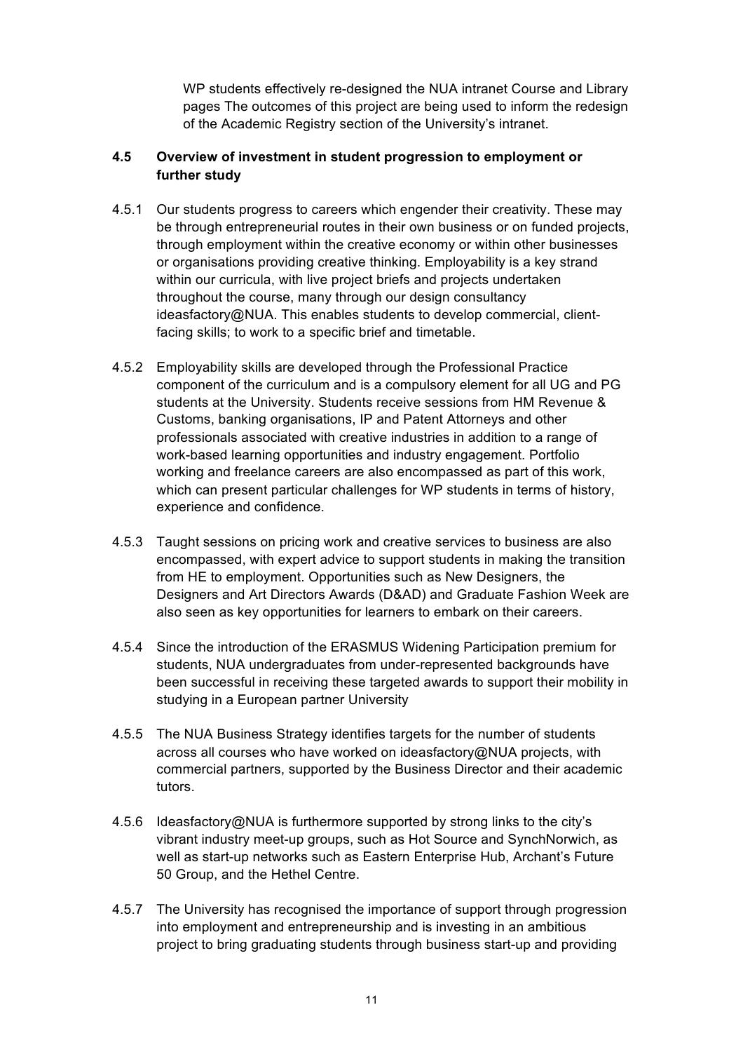WP students effectively re-designed the NUA intranet Course and Library pages The outcomes of this project are being used to inform the redesign of the Academic Registry section of the University's intranet.

### 4.5 Overview of investment in student progression to employment or further study

4.5.1 Our students progress to careers which engender their creativity. These may be through entrepreneurial routes in their own business or on funded projects, through employment within the creative economy or within other businesses or organisations providing creative thinking. Employability is a key strand within our curricula, with live project briefs and projects undertaken throughout the course, many through our design consultancy ideasfactory@NUA. This enables students to develop commercial, client-facing skills; to work to a specific brief and timetable.

4.5.2 Employability skills are developed through the Professional Practice component of the curriculum and is a compulsory element for all UG and PG students at the University. Students receive sessions from HM Revenue & Customs, banking organisations, IP and Patent Attorneys and other professionals associated with creative industries in addition to a range of work-based learning opportunities and industry engagement. Portfolio working and freelance careers are also encompassed as part of this work, which can present particular challenges for WP students in terms of history, experience and confidence.

4.5.3 Taught sessions on pricing work and creative services to business are also encompassed, with expert advice to support students in making the transition from HE to employment. Opportunities such as New Designers, the Designers and Art Directors Awards (D&AD) and Graduate Fashion Week are also seen as key opportunities for learners to embark on their careers.

4.5.4 Since the introduction of the ERASMUS Widening Participation premium for students, NUA undergraduates from under-represented backgrounds have been successful in receiving these targeted awards to support their mobility in studying in a European partner University

4.5.5 The NUA Business Strategy identifies targets for the number of students across all courses who have worked on ideasfactory@NUA projects, with commercial partners, supported by the Business Director and their academic tutors.

4.5.6 Ideasfactory@NUA is furthermore supported by strong links to the city's vibrant industry meet-up groups, such as Hot Source and SynchNorwich, as well as start-up networks such as Eastern Enterprise Hub, Archant's Future 50 Group, and the Hethel Centre.

4.5.7 The University has recognised the importance of support through progression into employment and entrepreneurship and is investing in an ambitious project to bring graduating students through business start-up and providing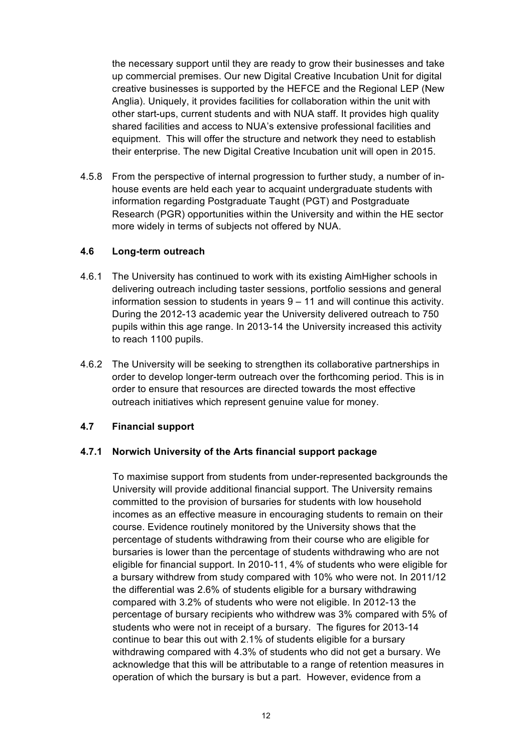the necessary support until they are ready to grow their businesses and take up commercial premises. Our new Digital Creative Incubation Unit for digital creative businesses is supported by the HEFCE and the Regional LEP (New Anglia). Uniquely, it provides facilities for collaboration within the unit with other start-ups, current students and with NUA staff. It provides high quality shared facilities and access to NUA's extensive professional facilities and equipment. This will offer the structure and network they need to establish their enterprise. The new Digital Creative Incubation unit will open in 2015.

4.5.8 From the perspective of internal progression to further study, a number of in-house events are held each year to acquaint undergraduate students with information regarding Postgraduate Taught (PGT) and Postgraduate Research (PGR) opportunities within the University and within the HE sector more widely in terms of subjects not offered by NUA.

### 4.6 Long-term outreach

4.6.1 The University has continued to work with its existing AimHigher schools in delivering outreach including taster sessions, portfolio sessions and general information session to students in years 9 – 11 and will continue this activity. During the 2012-13 academic year the University delivered outreach to 750 pupils within this age range. In 2013-14 the University increased this activity to reach 1100 pupils.

4.6.2 The University will be seeking to strengthen its collaborative partnerships in order to develop longer-term outreach over the forthcoming period. This is in order to ensure that resources are directed towards the most effective outreach initiatives which represent genuine value for money.

### 4.7 Financial support

#### 4.7.1 Norwich University of the Arts financial support package

To maximise support from students from under-represented backgrounds the University will provide additional financial support. The University remains committed to the provision of bursaries for students with low household incomes as an effective measure in encouraging students to remain on their course. Evidence routinely monitored by the University shows that the percentage of students withdrawing from their course who are eligible for bursaries is lower than the percentage of students withdrawing who are not eligible for financial support. In 2010-11, 4% of students who were eligible for a bursary withdrew from study compared with 10% who were not. In 2011/12 the differential was 2.6% of students eligible for a bursary withdrawing compared with 3.2% of students who were not eligible. In 2012-13 the percentage of bursary recipients who withdrew was 3% compared with 5% of students who were not in receipt of a bursary. The figures for 2013-14 continue to bear this out with 2.1% of students eligible for a bursary withdrawing compared with 4.3% of students who did not get a bursary. We acknowledge that this will be attributable to a range of retention measures in operation of which the bursary is but a part. However, evidence from a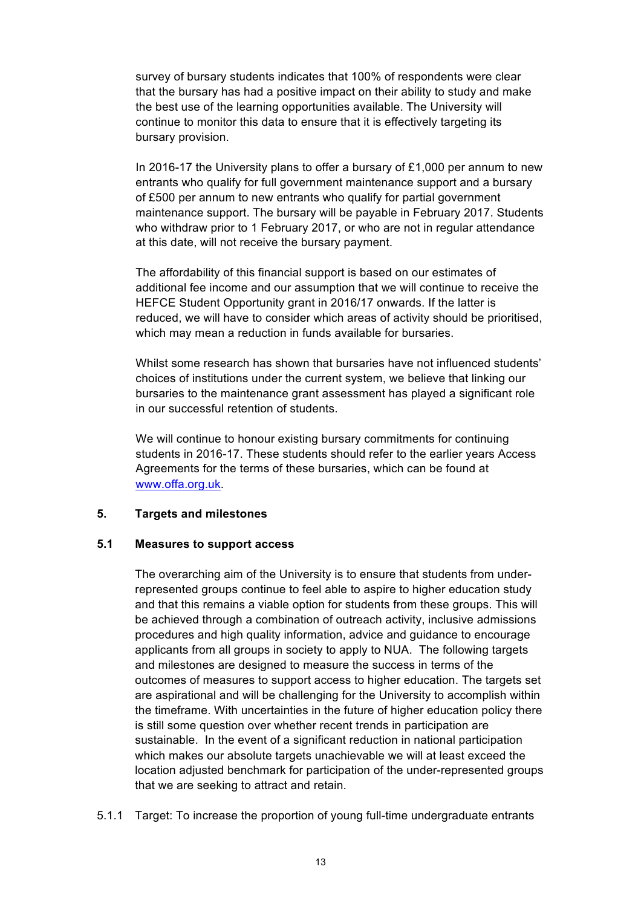survey of bursary students indicates that 100% of respondents were clear that the bursary has had a positive impact on their ability to study and make the best use of the learning opportunities available. The University will continue to monitor this data to ensure that it is effectively targeting its bursary provision.

In 2016-17 the University plans to offer a bursary of £1,000 per annum to new entrants who qualify for full government maintenance support and a bursary of £500 per annum to new entrants who qualify for partial government maintenance support. The bursary will be payable in February 2017. Students who withdraw prior to 1 February 2017, or who are not in regular attendance at this date, will not receive the bursary payment.

The affordability of this financial support is based on our estimates of additional fee income and our assumption that we will continue to receive the HEFCE Student Opportunity grant in 2016/17 onwards. If the latter is reduced, we will have to consider which areas of activity should be prioritised, which may mean a reduction in funds available for bursaries.

Whilst some research has shown that bursaries have not influenced students' choices of institutions under the current system, we believe that linking our bursaries to the maintenance grant assessment has played a significant role in our successful retention of students.

We will continue to honour existing bursary commitments for continuing students in 2016-17. These students should refer to the earlier years Access Agreements for the terms of these bursaries, which can be found at [www.offa.org.uk](http://www.offa.org.uk).

## 5. Targets and milestones

### 5.1 Measures to support access

The overarching aim of the University is to ensure that students from under-represented groups continue to feel able to aspire to higher education study and that this remains a viable option for students from these groups. This will be achieved through a combination of outreach activity, inclusive admissions procedures and high quality information, advice and guidance to encourage applicants from all groups in society to apply to NUA. The following targets and milestones are designed to measure the success in terms of the outcomes of measures to support access to higher education. The targets set are aspirational and will be challenging for the University to accomplish within the timeframe. With uncertainties in the future of higher education policy there is still some question over whether recent trends in participation are sustainable. In the event of a significant reduction in national participation which makes our absolute targets unachievable we will at least exceed the location adjusted benchmark for participation of the under-represented groups that we are seeking to attract and retain.

5.1.1 Target: To increase the proportion of young full-time undergraduate entrants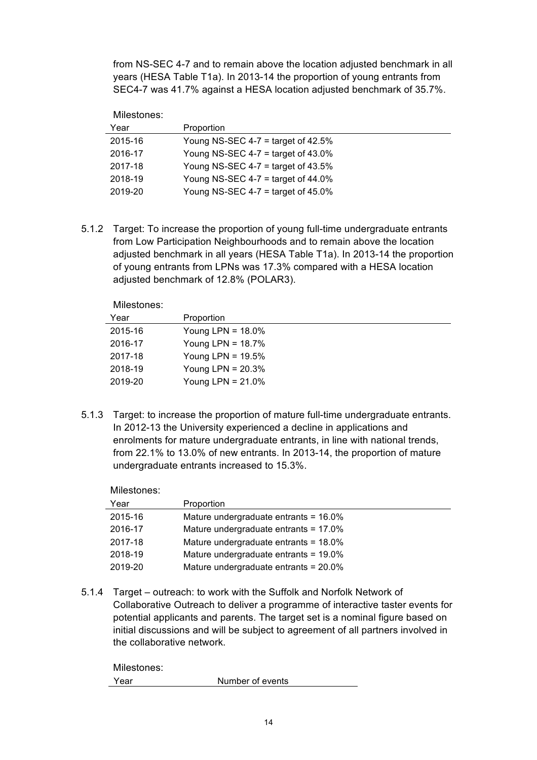from NS-SEC 4-7 and to remain above the location adjusted benchmark in all years (HESA Table T1a). In 2013-14 the proportion of young entrants from SEC4-7 was 41.7% against a HESA location adjusted benchmark of 35.7%.

Milestones:

| Year | Proportion |
|---|---|
| 2015-16 | Young NS-SEC 4-7 = target of 42.5% |
| 2016-17 | Young NS-SEC 4-7 = target of 43.0% |
| 2017-18 | Young NS-SEC 4-7 = target of 43.5% |
| 2018-19 | Young NS-SEC 4-7 = target of 44.0% |
| 2019-20 | Young NS-SEC 4-7 = target of 45.0% |

5.1.2 Target: To increase the proportion of young full-time undergraduate entrants from Low Participation Neighbourhoods and to remain above the location adjusted benchmark in all years (HESA Table T1a). In 2013-14 the proportion of young entrants from LPNs was 17.3% compared with a HESA location adjusted benchmark of 12.8% (POLAR3).

Milestones:

| Year | Proportion |
|---|---|
| 2015-16 | Young LPN = 18.0% |
| 2016-17 | Young LPN = 18.7% |
| 2017-18 | Young LPN = 19.5% |
| 2018-19 | Young LPN = 20.3% |
| 2019-20 | Young LPN = 21.0% |

5.1.3 Target: to increase the proportion of mature full-time undergraduate entrants. In 2012-13 the University experienced a decline in applications and enrolments for mature undergraduate entrants, in line with national trends, from 22.1% to 13.0% of new entrants. In 2013-14, the proportion of mature undergraduate entrants increased to 15.3%.

Milestones:

| Year | Proportion |
|---|---|
| 2015-16 | Mature undergraduate entrants = 16.0% |
| 2016-17 | Mature undergraduate entrants = 17.0% |
| 2017-18 | Mature undergraduate entrants = 18.0% |
| 2018-19 | Mature undergraduate entrants = 19.0% |
| 2019-20 | Mature undergraduate entrants = 20.0% |

5.1.4 Target – outreach: to work with the Suffolk and Norfolk Network of Collaborative Outreach to deliver a programme of interactive taster events for potential applicants and parents. The target set is a nominal figure based on initial discussions and will be subject to agreement of all partners involved in the collaborative network.

Milestones:

| Year | Number of events |
|---|---|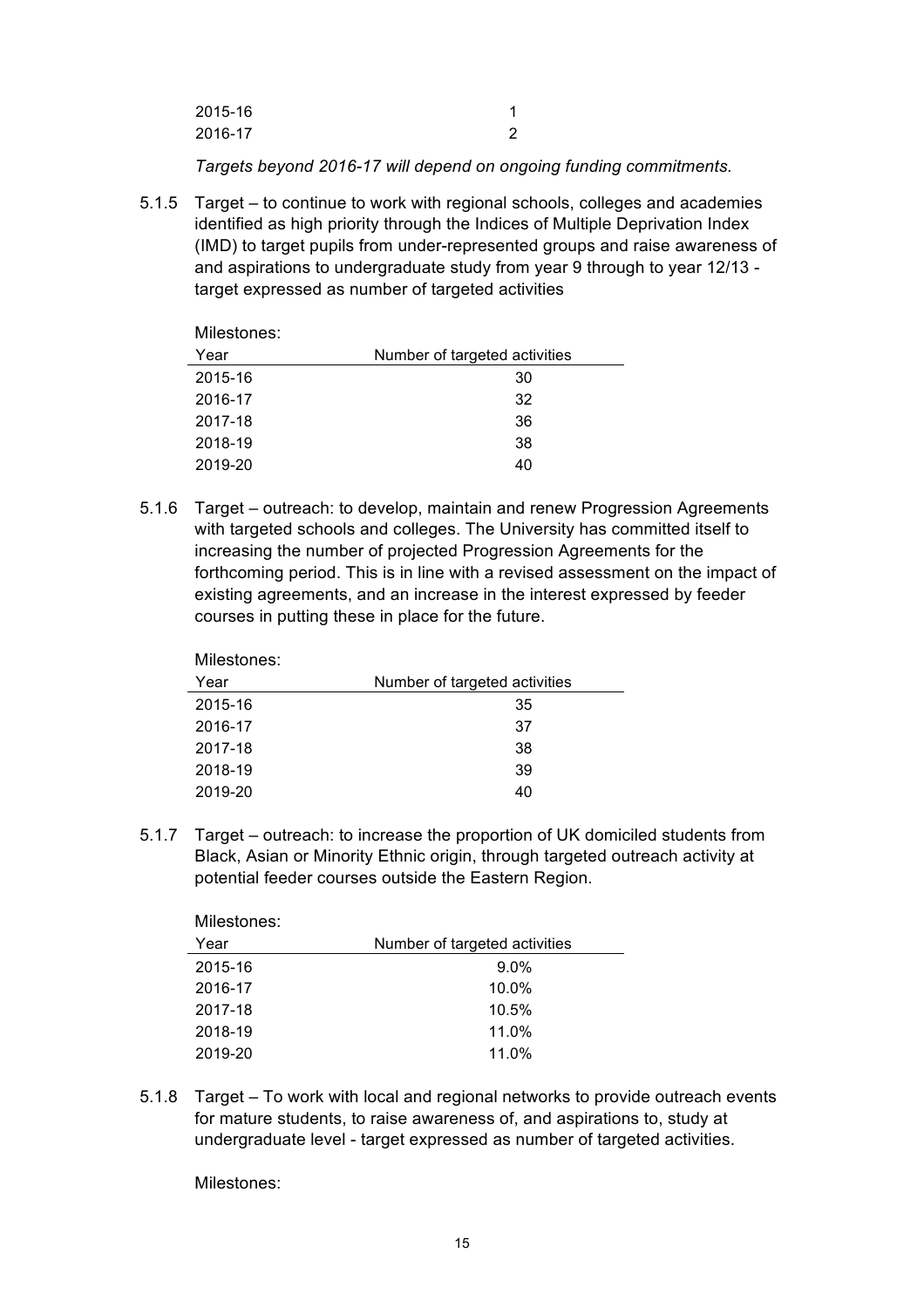| | |
|---|---|
| 2015-16 | 1 |
| 2016-17 | 2 |

*Targets beyond 2016-17 will depend on ongoing funding commitments.*

5.1.5 Target – to continue to work with regional schools, colleges and academies identified as high priority through the Indices of Multiple Deprivation Index (IMD) to target pupils from under-represented groups and raise awareness of and aspirations to undergraduate study from year 9 through to year 12/13 - target expressed as number of targeted activities

Milestones:

| Year | Number of targeted activities |
|---|---|
| 2015-16 | 30 |
| 2016-17 | 32 |
| 2017-18 | 36 |
| 2018-19 | 38 |
| 2019-20 | 40 |

5.1.6 Target – outreach: to develop, maintain and renew Progression Agreements with targeted schools and colleges. The University has committed itself to increasing the number of projected Progression Agreements for the forthcoming period. This is in line with a revised assessment on the impact of existing agreements, and an increase in the interest expressed by feeder courses in putting these in place for the future.

Milestones:

| Year | Number of targeted activities |
|---|---|
| 2015-16 | 35 |
| 2016-17 | 37 |
| 2017-18 | 38 |
| 2018-19 | 39 |
| 2019-20 | 40 |

5.1.7 Target – outreach: to increase the proportion of UK domiciled students from Black, Asian or Minority Ethnic origin, through targeted outreach activity at potential feeder courses outside the Eastern Region.

Milestones:

| Year | Number of targeted activities |
|---|---|
| 2015-16 | 9.0% |
| 2016-17 | 10.0% |
| 2017-18 | 10.5% |
| 2018-19 | 11.0% |
| 2019-20 | 11.0% |

5.1.8 Target – To work with local and regional networks to provide outreach events for mature students, to raise awareness of, and aspirations to, study at undergraduate level - target expressed as number of targeted activities.

Milestones: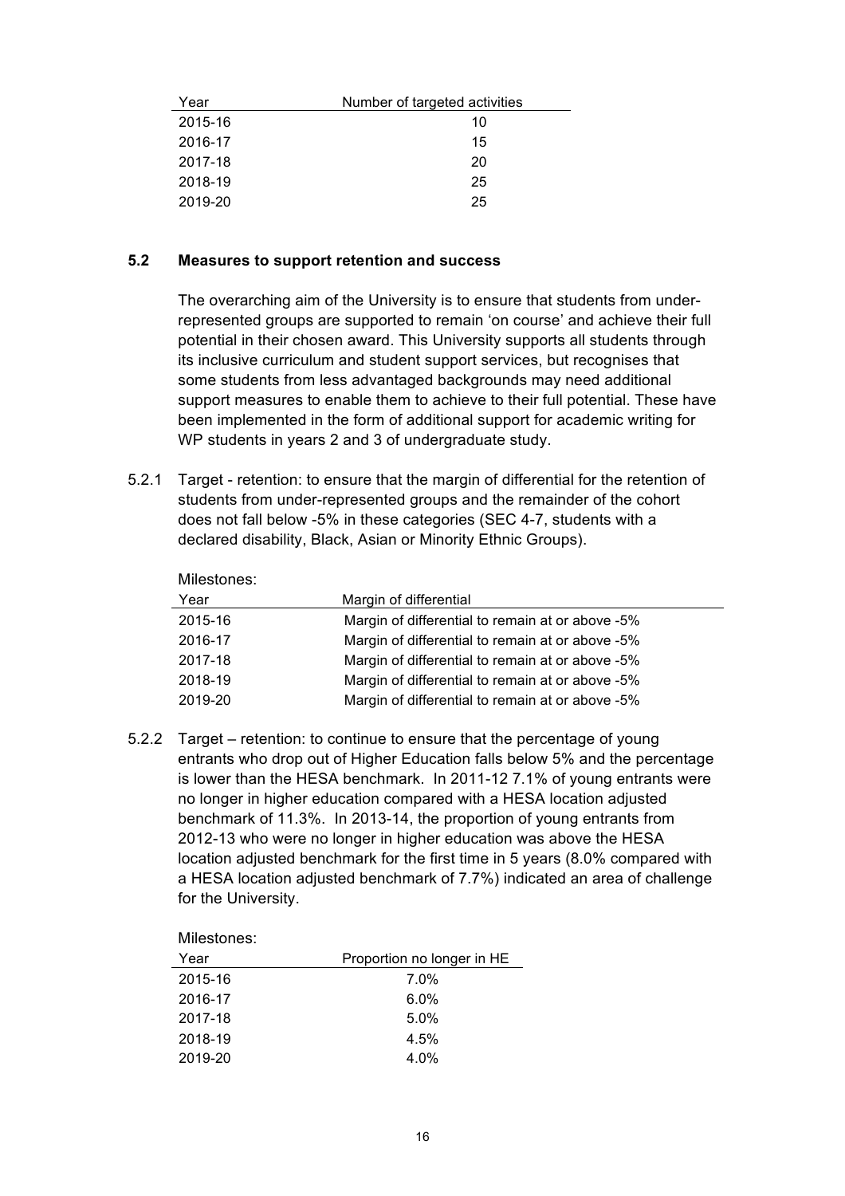| Year | Number of targeted activities |
| --- | --- |
| 2015-16 | 10 |
| 2016-17 | 15 |
| 2017-18 | 20 |
| 2018-19 | 25 |
| 2019-20 | 25 |

### 5.2 Measures to support retention and success

The overarching aim of the University is to ensure that students from under-represented groups are supported to remain 'on course' and achieve their full potential in their chosen award. This University supports all students through its inclusive curriculum and student support services, but recognises that some students from less advantaged backgrounds may need additional support measures to enable them to achieve to their full potential. These have been implemented in the form of additional support for academic writing for WP students in years 2 and 3 of undergraduate study.

5.2.1 Target - retention: to ensure that the margin of differential for the retention of students from under-represented groups and the remainder of the cohort does not fall below -5% in these categories (SEC 4-7, students with a declared disability, Black, Asian or Minority Ethnic Groups).

Milestones:

| Year | Margin of differential |
| --- | --- |
| 2015-16 | Margin of differential to remain at or above -5% |
| 2016-17 | Margin of differential to remain at or above -5% |
| 2017-18 | Margin of differential to remain at or above -5% |
| 2018-19 | Margin of differential to remain at or above -5% |
| 2019-20 | Margin of differential to remain at or above -5% |

5.2.2 Target – retention: to continue to ensure that the percentage of young entrants who drop out of Higher Education falls below 5% and the percentage is lower than the HESA benchmark. In 2011-12 7.1% of young entrants were no longer in higher education compared with a HESA location adjusted benchmark of 11.3%. In 2013-14, the proportion of young entrants from 2012-13 who were no longer in higher education was above the HESA location adjusted benchmark for the first time in 5 years (8.0% compared with a HESA location adjusted benchmark of 7.7%) indicated an area of challenge for the University.

Milestones:

| Year | Proportion no longer in HE |
| --- | --- |
| 2015-16 | 7.0% |
| 2016-17 | 6.0% |
| 2017-18 | 5.0% |
| 2018-19 | 4.5% |
| 2019-20 | 4.0% |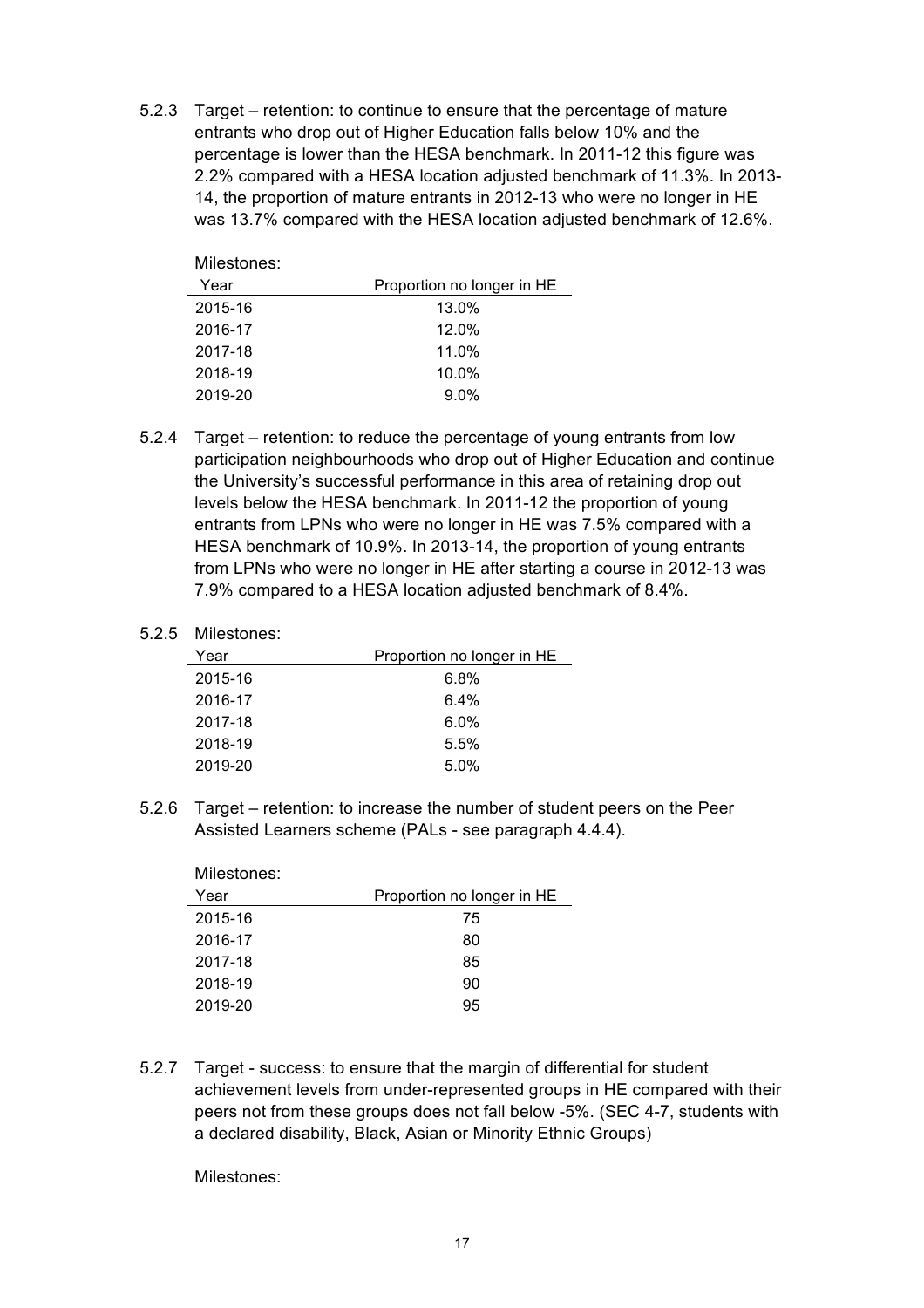5.2.3 Target – retention: to continue to ensure that the percentage of mature entrants who drop out of Higher Education falls below 10% and the percentage is lower than the HESA benchmark. In 2011-12 this figure was 2.2% compared with a HESA location adjusted benchmark of 11.3%. In 2013-14, the proportion of mature entrants in 2012-13 who were no longer in HE was 13.7% compared with the HESA location adjusted benchmark of 12.6%.

Milestones:

| Year | Proportion no longer in HE |
|---|---|
| 2015-16 | 13.0% |
| 2016-17 | 12.0% |
| 2017-18 | 11.0% |
| 2018-19 | 10.0% |
| 2019-20 | 9.0% |

5.2.4 Target – retention: to reduce the percentage of young entrants from low participation neighbourhoods who drop out of Higher Education and continue the University's successful performance in this area of retaining drop out levels below the HESA benchmark. In 2011-12 the proportion of young entrants from LPNs who were no longer in HE was 7.5% compared with a HESA benchmark of 10.9%. In 2013-14, the proportion of young entrants from LPNs who were no longer in HE after starting a course in 2012-13 was 7.9% compared to a HESA location adjusted benchmark of 8.4%.

5.2.5 Milestones:

| Year | Proportion no longer in HE |
|---|---|
| 2015-16 | 6.8% |
| 2016-17 | 6.4% |
| 2017-18 | 6.0% |
| 2018-19 | 5.5% |
| 2019-20 | 5.0% |

5.2.6 Target – retention: to increase the number of student peers on the Peer Assisted Learners scheme (PALs - see paragraph 4.4.4).

Milestones:

| Year | Proportion no longer in HE |
|---|---|
| 2015-16 | 75 |
| 2016-17 | 80 |
| 2017-18 | 85 |
| 2018-19 | 90 |
| 2019-20 | 95 |

5.2.7 Target - success: to ensure that the margin of differential for student achievement levels from under-represented groups in HE compared with their peers not from these groups does not fall below -5%. (SEC 4-7, students with a declared disability, Black, Asian or Minority Ethnic Groups)

Milestones: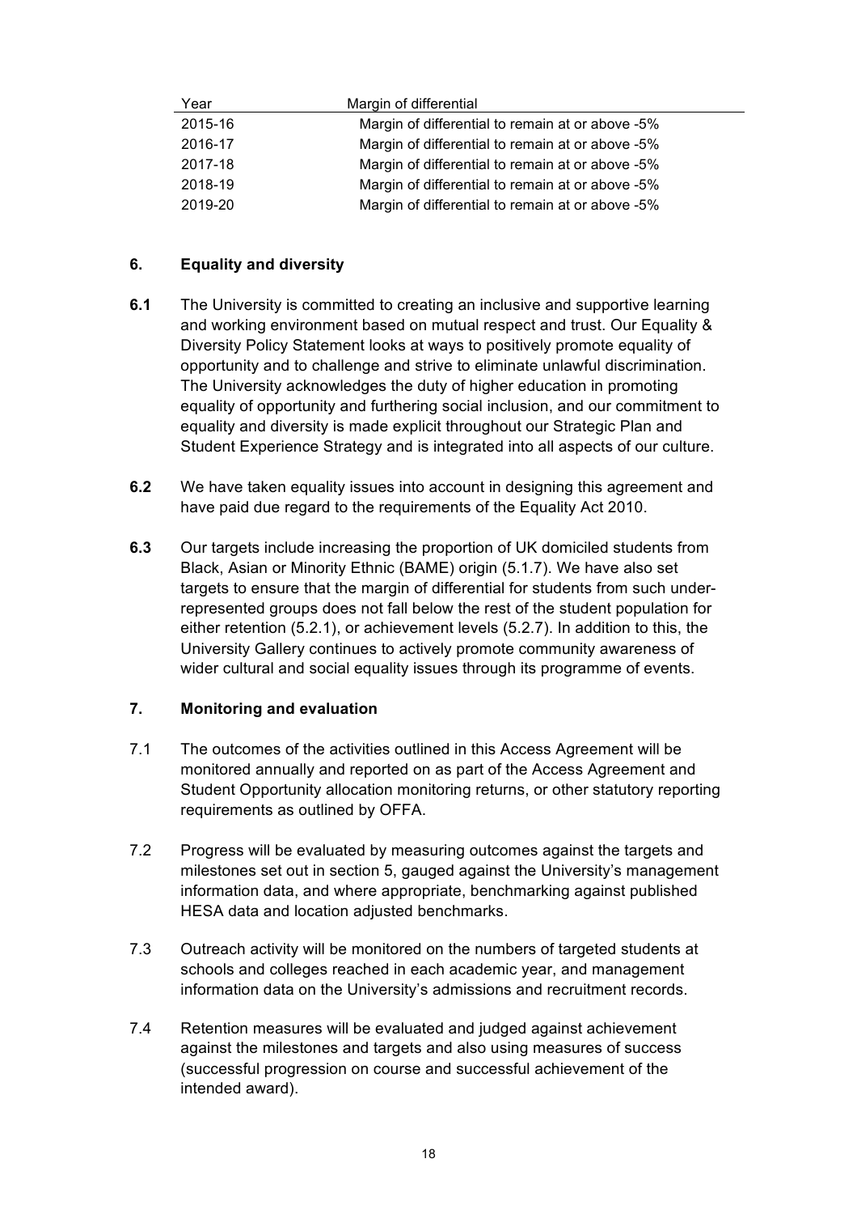| Year | Margin of differential |
| --- | --- |
| 2015-16 | Margin of differential to remain at or above -5% |
| 2016-17 | Margin of differential to remain at or above -5% |
| 2017-18 | Margin of differential to remain at or above -5% |
| 2018-19 | Margin of differential to remain at or above -5% |
| 2019-20 | Margin of differential to remain at or above -5% |

## 6. Equality and diversity

**6.1** The University is committed to creating an inclusive and supportive learning and working environment based on mutual respect and trust. Our Equality & Diversity Policy Statement looks at ways to positively promote equality of opportunity and to challenge and strive to eliminate unlawful discrimination. The University acknowledges the duty of higher education in promoting equality of opportunity and furthering social inclusion, and our commitment to equality and diversity is made explicit throughout our Strategic Plan and Student Experience Strategy and is integrated into all aspects of our culture.

**6.2** We have taken equality issues into account in designing this agreement and have paid due regard to the requirements of the Equality Act 2010.

**6.3** Our targets include increasing the proportion of UK domiciled students from Black, Asian or Minority Ethnic (BAME) origin (5.1.7). We have also set targets to ensure that the margin of differential for students from such under-represented groups does not fall below the rest of the student population for either retention (5.2.1), or achievement levels (5.2.7). In addition to this, the University Gallery continues to actively promote community awareness of wider cultural and social equality issues through its programme of events.

## 7. Monitoring and evaluation

7.1 The outcomes of the activities outlined in this Access Agreement will be monitored annually and reported on as part of the Access Agreement and Student Opportunity allocation monitoring returns, or other statutory reporting requirements as outlined by OFFA.

7.2 Progress will be evaluated by measuring outcomes against the targets and milestones set out in section 5, gauged against the University's management information data, and where appropriate, benchmarking against published HESA data and location adjusted benchmarks.

7.3 Outreach activity will be monitored on the numbers of targeted students at schools and colleges reached in each academic year, and management information data on the University's admissions and recruitment records.

7.4 Retention measures will be evaluated and judged against achievement against the milestones and targets and also using measures of success (successful progression on course and successful achievement of the intended award).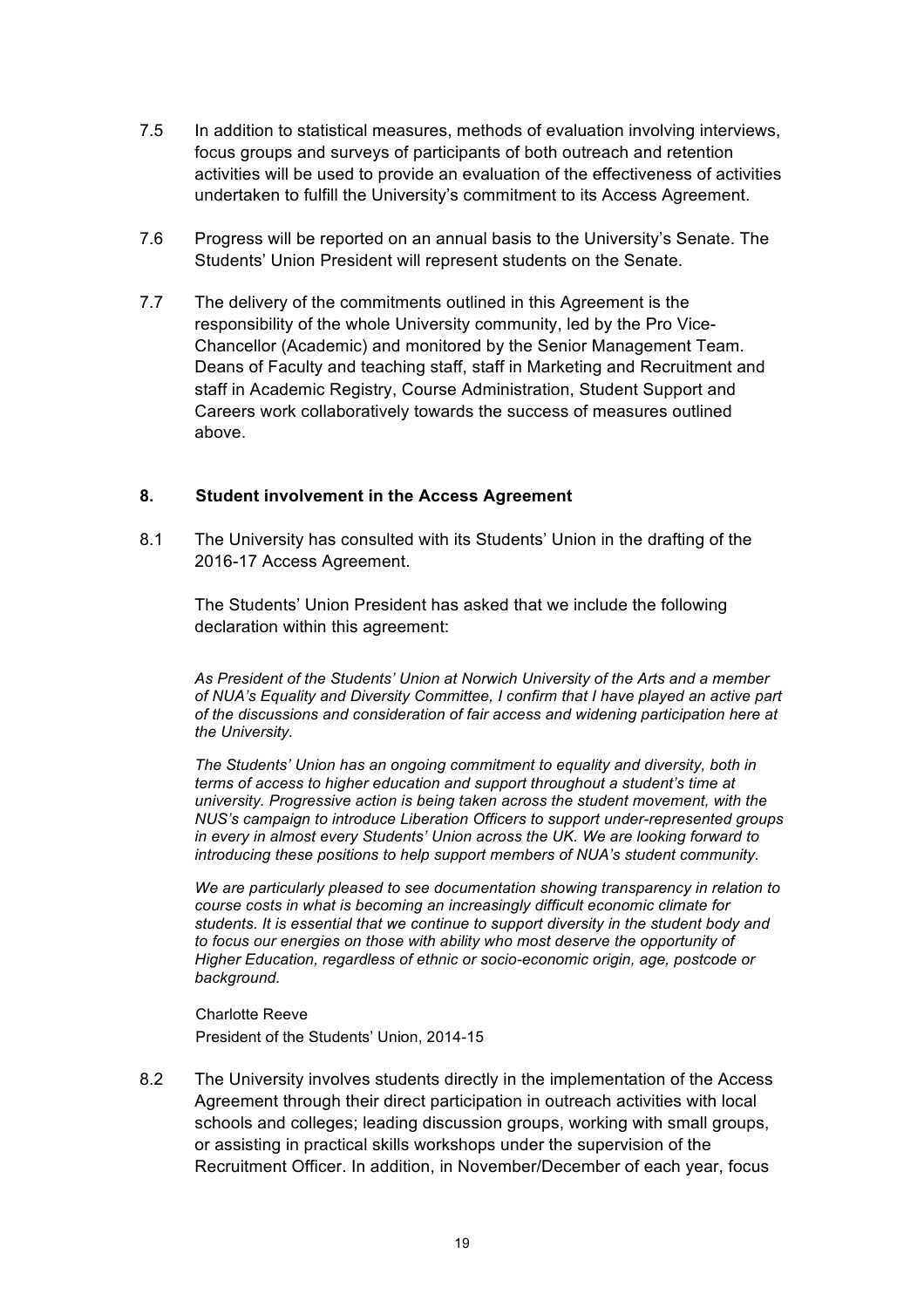7.5 In addition to statistical measures, methods of evaluation involving interviews, focus groups and surveys of participants of both outreach and retention activities will be used to provide an evaluation of the effectiveness of activities undertaken to fulfill the University's commitment to its Access Agreement.

7.6 Progress will be reported on an annual basis to the University's Senate. The Students' Union President will represent students on the Senate.

7.7 The delivery of the commitments outlined in this Agreement is the responsibility of the whole University community, led by the Pro Vice-Chancellor (Academic) and monitored by the Senior Management Team. Deans of Faculty and teaching staff, staff in Marketing and Recruitment and staff in Academic Registry, Course Administration, Student Support and Careers work collaboratively towards the success of measures outlined above.

## 8. Student involvement in the Access Agreement

8.1 The University has consulted with its Students' Union in the drafting of the 2016-17 Access Agreement.

The Students' Union President has asked that we include the following declaration within this agreement:

*As President of the Students' Union at Norwich University of the Arts and a member of NUA's Equality and Diversity Committee, I confirm that I have played an active part of the discussions and consideration of fair access and widening participation here at the University.*

*The Students' Union has an ongoing commitment to equality and diversity, both in terms of access to higher education and support throughout a student's time at university. Progressive action is being taken across the student movement, with the NUS's campaign to introduce Liberation Officers to support under-represented groups in every in almost every Students' Union across the UK. We are looking forward to introducing these positions to help support members of NUA's student community.*

*We are particularly pleased to see documentation showing transparency in relation to course costs in what is becoming an increasingly difficult economic climate for students. It is essential that we continue to support diversity in the student body and to focus our energies on those with ability who most deserve the opportunity of Higher Education, regardless of ethnic or socio-economic origin, age, postcode or background.*

Charlotte Reeve
President of the Students' Union, 2014-15

8.2 The University involves students directly in the implementation of the Access Agreement through their direct participation in outreach activities with local schools and colleges; leading discussion groups, working with small groups, or assisting in practical skills workshops under the supervision of the Recruitment Officer. In addition, in November/December of each year, focus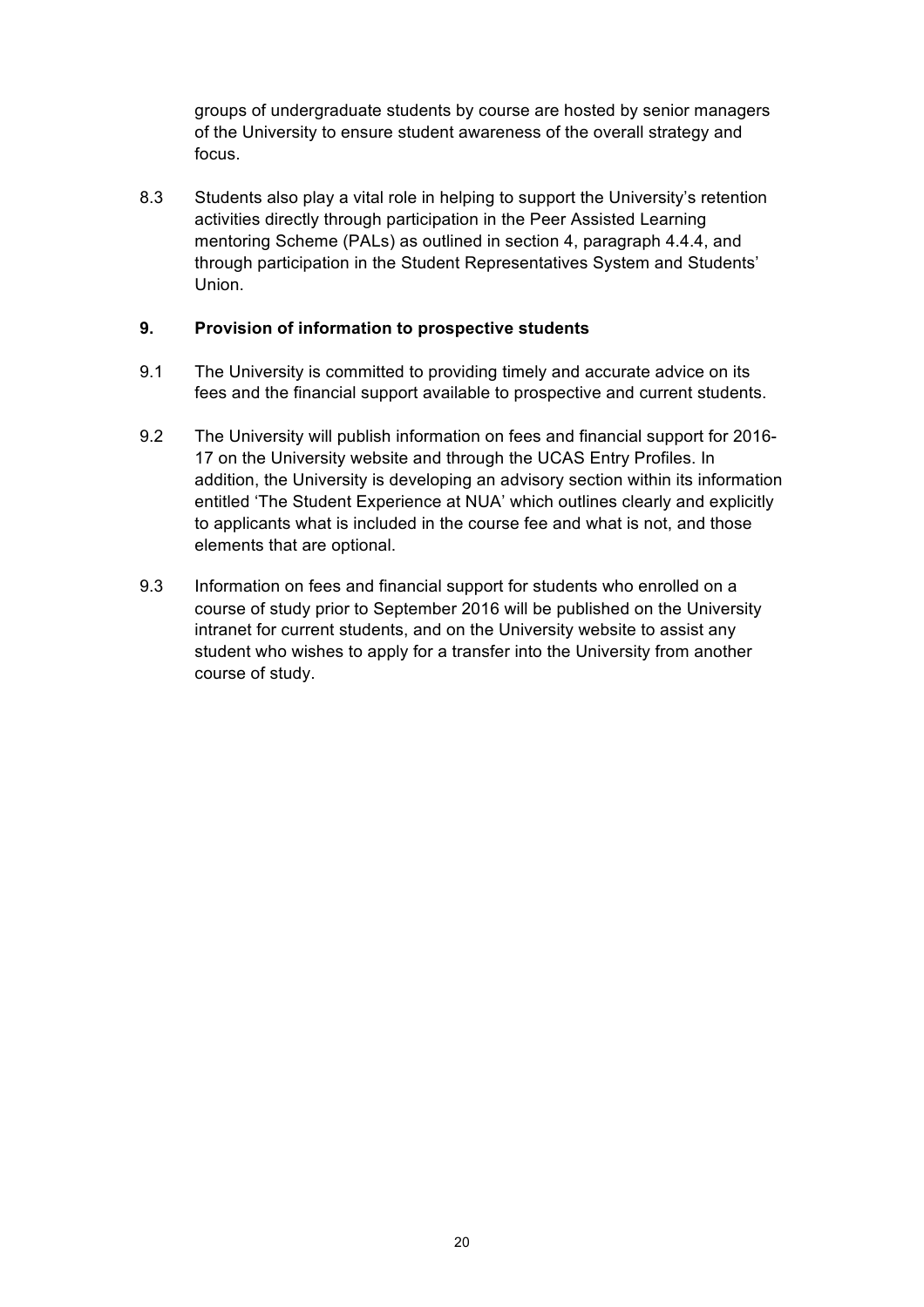groups of undergraduate students by course are hosted by senior managers of the University to ensure student awareness of the overall strategy and focus.

8.3 Students also play a vital role in helping to support the University's retention activities directly through participation in the Peer Assisted Learning mentoring Scheme (PALs) as outlined in section 4, paragraph 4.4.4, and through participation in the Student Representatives System and Students' Union.

## 9. Provision of information to prospective students

9.1 The University is committed to providing timely and accurate advice on its fees and the financial support available to prospective and current students.

9.2 The University will publish information on fees and financial support for 2016-17 on the University website and through the UCAS Entry Profiles. In addition, the University is developing an advisory section within its information entitled 'The Student Experience at NUA' which outlines clearly and explicitly to applicants what is included in the course fee and what is not, and those elements that are optional.

9.3 Information on fees and financial support for students who enrolled on a course of study prior to September 2016 will be published on the University intranet for current students, and on the University website to assist any student who wishes to apply for a transfer into the University from another course of study.